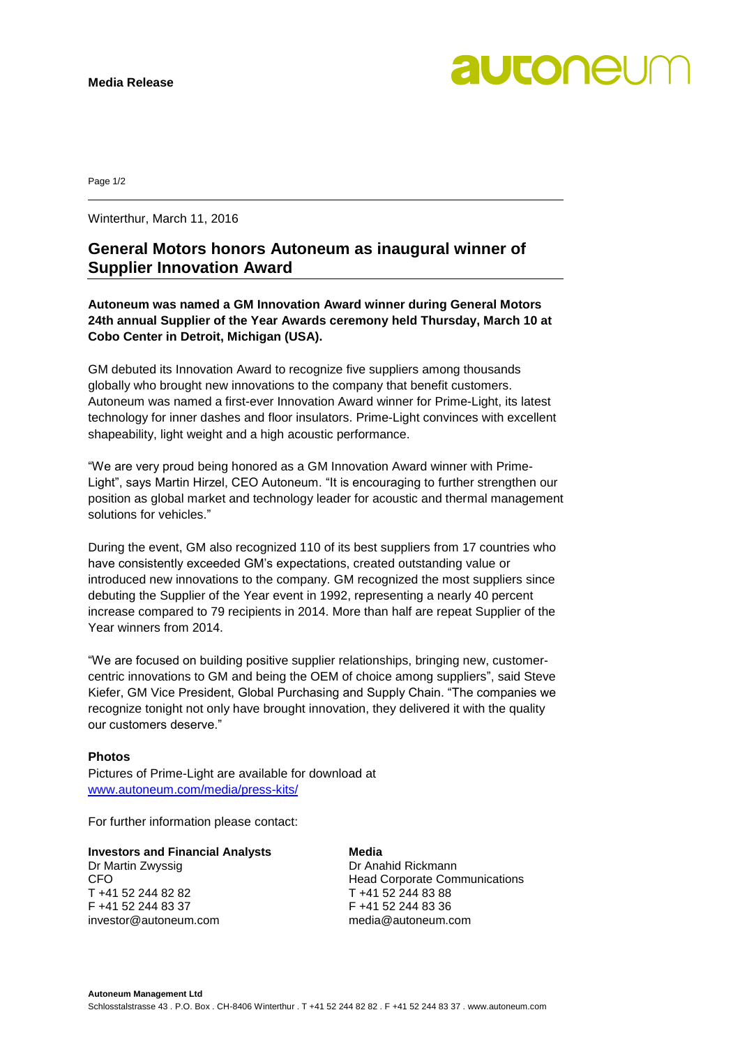**Media Release**

Winterthur, March 11, 2016

# General Motors honors Autoneum as inaugural winner of Supplier Innovation Award

**Autoneum was named a GM Innovation Award winner during General Motors 24th annual Supplier of the Year Awards ceremony held Thursday, March 10 at Cobo Center in Detroit, Michigan (USA).**

GM debuted its Innovation Award to recognize five suppliers among thousands globally who brought new innovations to the company that benefit customers. Autoneum was named a first-ever Innovation Award winner for Prime-Light, its latest technology for inner dashes and floor insulators. Prime-Light convinces with excellent shapeability, light weight and a high acoustic performance.

"We are very proud being honored as a GM Innovation Award winner with Prime-Light", says Martin Hirzel, CEO Autoneum. "It is encouraging to further strengthen our position as global market and technology leader for acoustic and thermal management solutions for vehicles."

During the event, GM also recognized 110 of its best suppliers from 17 countries who have consistently exceeded GM's expectations, created outstanding value or introduced new innovations to the company. GM recognized the most suppliers since debuting the Supplier of the Year event in 1992, representing a nearly 40 percent increase compared to 79 recipients in 2014. More than half are repeat Supplier of the Year winners from 2014.

"We are focused on building positive supplier relationships, bringing new, customer-centric innovations to GM and being the OEM of choice among suppliers", said Steve Kiefer, GM Vice President, Global Purchasing and Supply Chain. "The companies we recognize tonight not only have brought innovation, they delivered it with the quality our customers deserve."

**Photos**
Pictures of Prime-Light are available for download at
[www.autoneum.com/media/press-kits/](www.autoneum.com/media/press-kits/)

For further information please contact:

**Investors and Financial Analysts**
Dr Martin Zwyssig
CFO
T +41 52 244 82 82
F +41 52 244 83 37
investor@autoneum.com

**Media**
Dr Anahid Rickmann
Head Corporate Communications
T +41 52 244 83 88
F +41 52 244 83 36
media@autoneum.com

**Autoneum Management Ltd**
Schlosstalstrasse 43 . P.O. Box . CH-8406 Winterthur . T +41 52 244 82 82 . F +41 52 244 83 37 . www.autoneum.com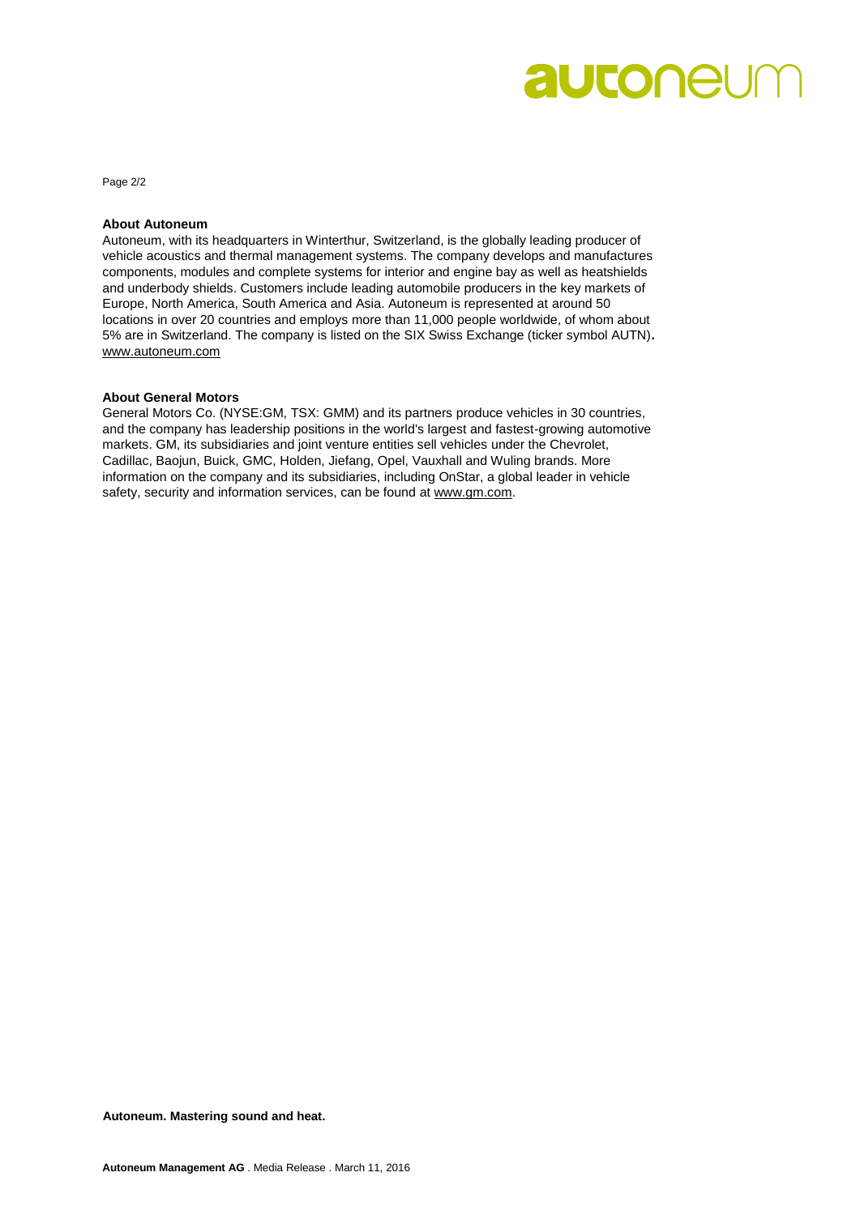**About Autoneum**

Autoneum, with its headquarters in Winterthur, Switzerland, is the globally leading producer of vehicle acoustics and thermal management systems. The company develops and manufactures components, modules and complete systems for interior and engine bay as well as heatshields and underbody shields. Customers include leading automobile producers in the key markets of Europe, North America, South America and Asia. Autoneum is represented at around 50 locations in over 20 countries and employs more than 11,000 people worldwide, of whom about 5% are in Switzerland. The company is listed on the SIX Swiss Exchange (ticker symbol AUTN).
www.autoneum.com

**About General Motors**

General Motors Co. (NYSE:GM, TSX: GMM) and its partners produce vehicles in 30 countries, and the company has leadership positions in the world's largest and fastest-growing automotive markets. GM, its subsidiaries and joint venture entities sell vehicles under the Chevrolet, Cadillac, Baojun, Buick, GMC, Holden, Jiefang, Opel, Vauxhall and Wuling brands. More information on the company and its subsidiaries, including OnStar, a global leader in vehicle safety, security and information services, can be found at www.gm.com.

**Autoneum. Mastering sound and heat.**